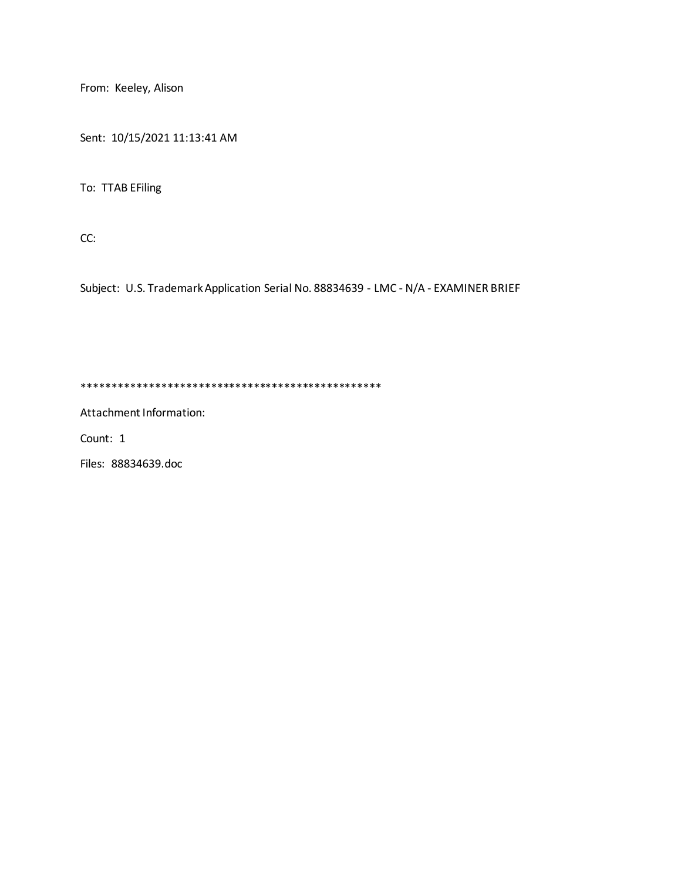From: Keeley, Alison

Sent: 10/15/2021 11:13:41 AM

To: TTAB EFiling

CC:

Subject: U.S. Trademark Application Serial No. 88834639 - LMC - N/A - EXAMINER BRIEF

**************************************************

Attachment Information:

Count: 1

Files: 88834639.doc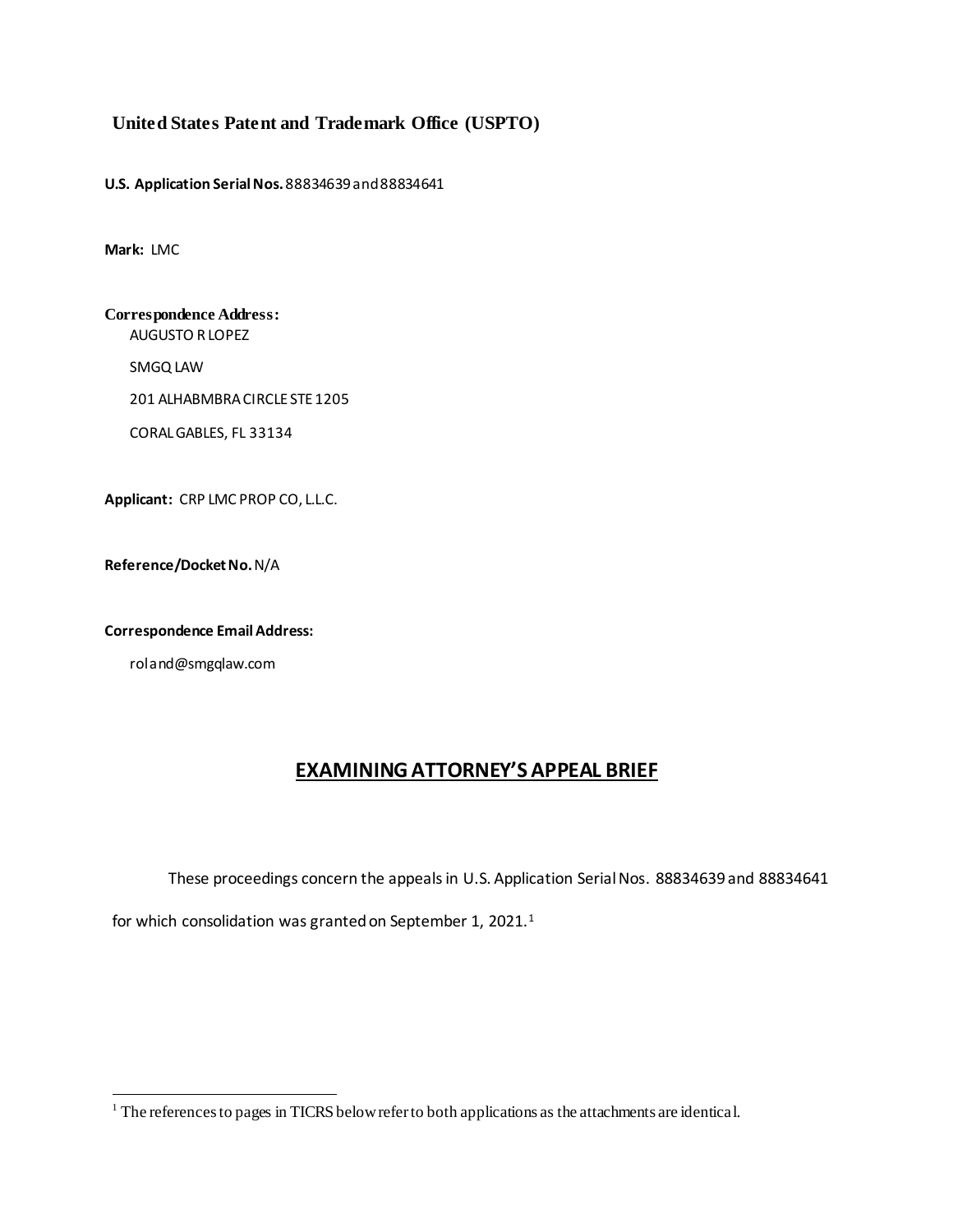**United States Patent and Trademark Office (USPTO)**

**U.S. Application Serial Nos.** 88834639 and 88834641

**Mark:** LMC

**Correspondence Address:**

AUGUSTO R LOPEZ

SMGQ LAW

201 ALHABMBRA CIRCLE STE 1205

CORAL GABLES, FL 33134

**Applicant:** CRP LMC PROP CO, L.L.C.

**Reference/Docket No.** N/A

**Correspondence Email Address:**

roland@smgqlaw.com

# EXAMINING ATTORNEY'S APPEAL BRIEF

These proceedings concern the appeals in U.S. Application Serial Nos. 88834639 and 88834641 for which consolidation was granted on September 1, 2021.[1]

[1] The references to pages in TICRS below refer to both applications as the attachments are identical.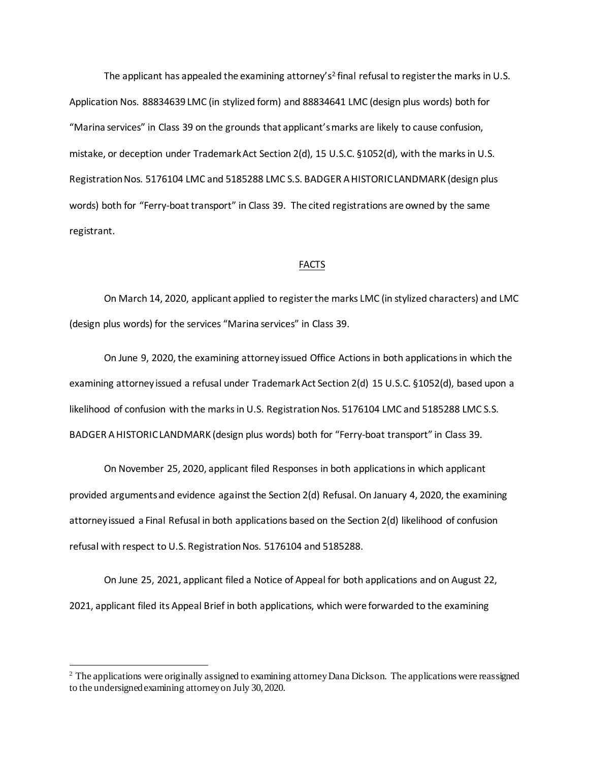The applicant has appealed the examining attorney's[2] final refusal to register the marks in U.S. Application Nos. 88834639 LMC (in stylized form) and 88834641 LMC (design plus words) both for "Marina services" in Class 39 on the grounds that applicant's marks are likely to cause confusion, mistake, or deception under Trademark Act Section 2(d), 15 U.S.C. §1052(d), with the marks in U.S. Registration Nos. 5176104 LMC and 5185288 LMC S.S. BADGER A HISTORIC LANDMARK (design plus words) both for "Ferry-boat transport" in Class 39. The cited registrations are owned by the same registrant.

## FACTS

On March 14, 2020, applicant applied to register the marks LMC (in stylized characters) and LMC (design plus words) for the services "Marina services" in Class 39.

On June 9, 2020, the examining attorney issued Office Actions in both applications in which the examining attorney issued a refusal under Trademark Act Section 2(d) 15 U.S.C. §1052(d), based upon a likelihood of confusion with the marks in U.S. Registration Nos. 5176104 LMC and 5185288 LMC S.S. BADGER A HISTORIC LANDMARK (design plus words) both for "Ferry-boat transport" in Class 39.

On November 25, 2020, applicant filed Responses in both applications in which applicant provided arguments and evidence against the Section 2(d) Refusal. On January 4, 2020, the examining attorney issued a Final Refusal in both applications based on the Section 2(d) likelihood of confusion refusal with respect to U.S. Registration Nos. 5176104 and 5185288.

On June 25, 2021, applicant filed a Notice of Appeal for both applications and on August 22, 2021, applicant filed its Appeal Brief in both applications, which were forwarded to the examining

---

[2] The applications were originally assigned to examining attorney Dana Dickson. The applications were reassigned to the undersigned examining attorney on July 30, 2020.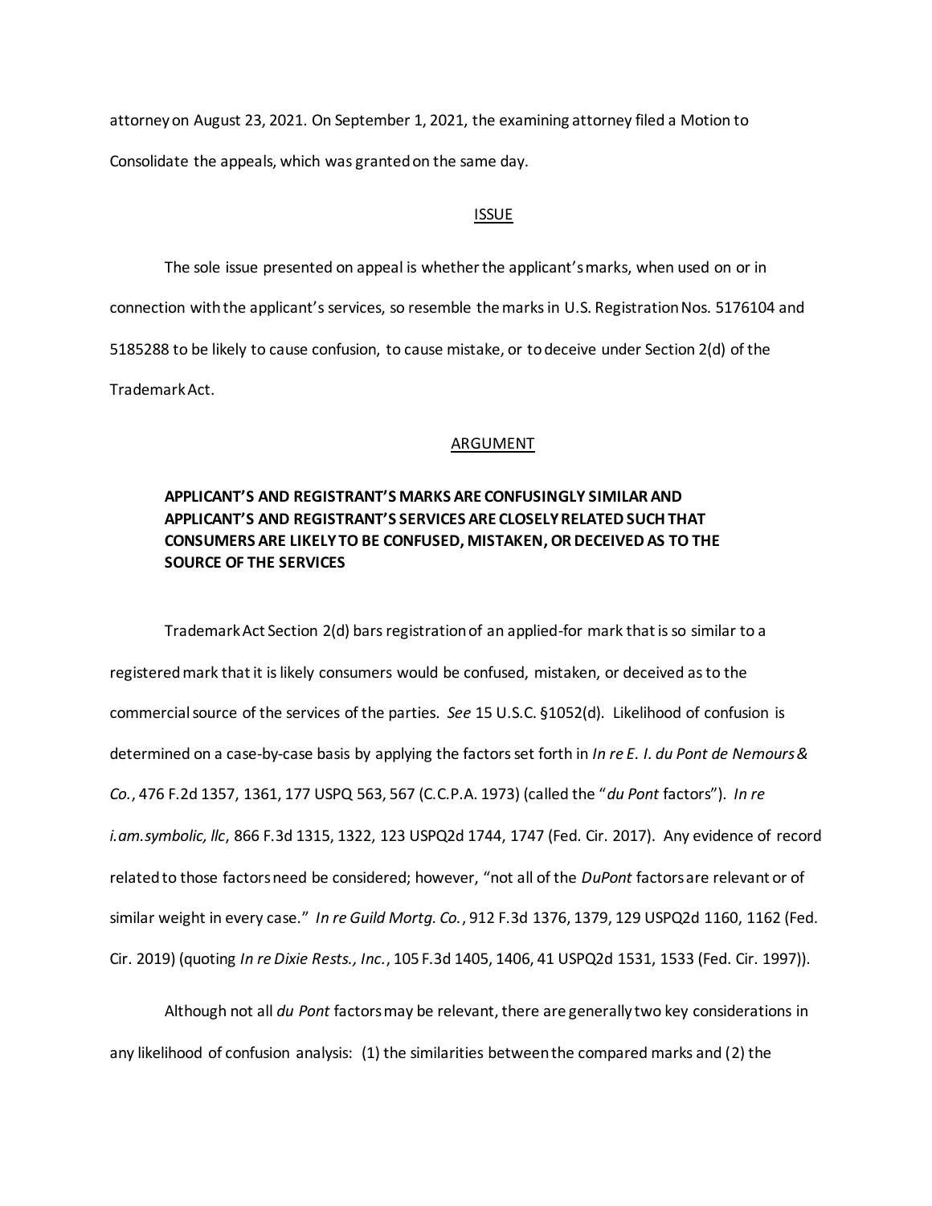attorney on August 23, 2021. On September 1, 2021, the examining attorney filed a Motion to Consolidate the appeals, which was granted on the same day.

## ISSUE

The sole issue presented on appeal is whether the applicant's marks, when used on or in connection with the applicant's services, so resemble the marks in U.S. Registration Nos. 5176104 and 5185288 to be likely to cause confusion, to cause mistake, or to deceive under Section 2(d) of the Trademark Act.

## ARGUMENT

### APPLICANT'S AND REGISTRANT'S MARKS ARE CONFUSINGLY SIMILAR AND APPLICANT'S AND REGISTRANT'S SERVICES ARE CLOSELY RELATED SUCH THAT CONSUMERS ARE LIKELY TO BE CONFUSED, MISTAKEN, OR DECEIVED AS TO THE SOURCE OF THE SERVICES

Trademark Act Section 2(d) bars registration of an applied-for mark that is so similar to a registered mark that it is likely consumers would be confused, mistaken, or deceived as to the commercial source of the services of the parties. *See* 15 U.S.C. §1052(d). Likelihood of confusion is determined on a case-by-case basis by applying the factors set forth in *In re E. I. du Pont de Nemours & Co.*, 476 F.2d 1357, 1361, 177 USPQ 563, 567 (C.C.P.A. 1973) (called the "*du Pont* factors"). *In re i.am.symbolic, llc*, 866 F.3d 1315, 1322, 123 USPQ2d 1744, 1747 (Fed. Cir. 2017). Any evidence of record related to those factors need be considered; however, "not all of the *DuPont* factors are relevant or of similar weight in every case." *In re Guild Mortg. Co.*, 912 F.3d 1376, 1379, 129 USPQ2d 1160, 1162 (Fed. Cir. 2019) (quoting *In re Dixie Rests., Inc.*, 105 F.3d 1405, 1406, 41 USPQ2d 1531, 1533 (Fed. Cir. 1997)).

Although not all *du Pont* factors may be relevant, there are generally two key considerations in any likelihood of confusion analysis: (1) the similarities between the compared marks and (2) the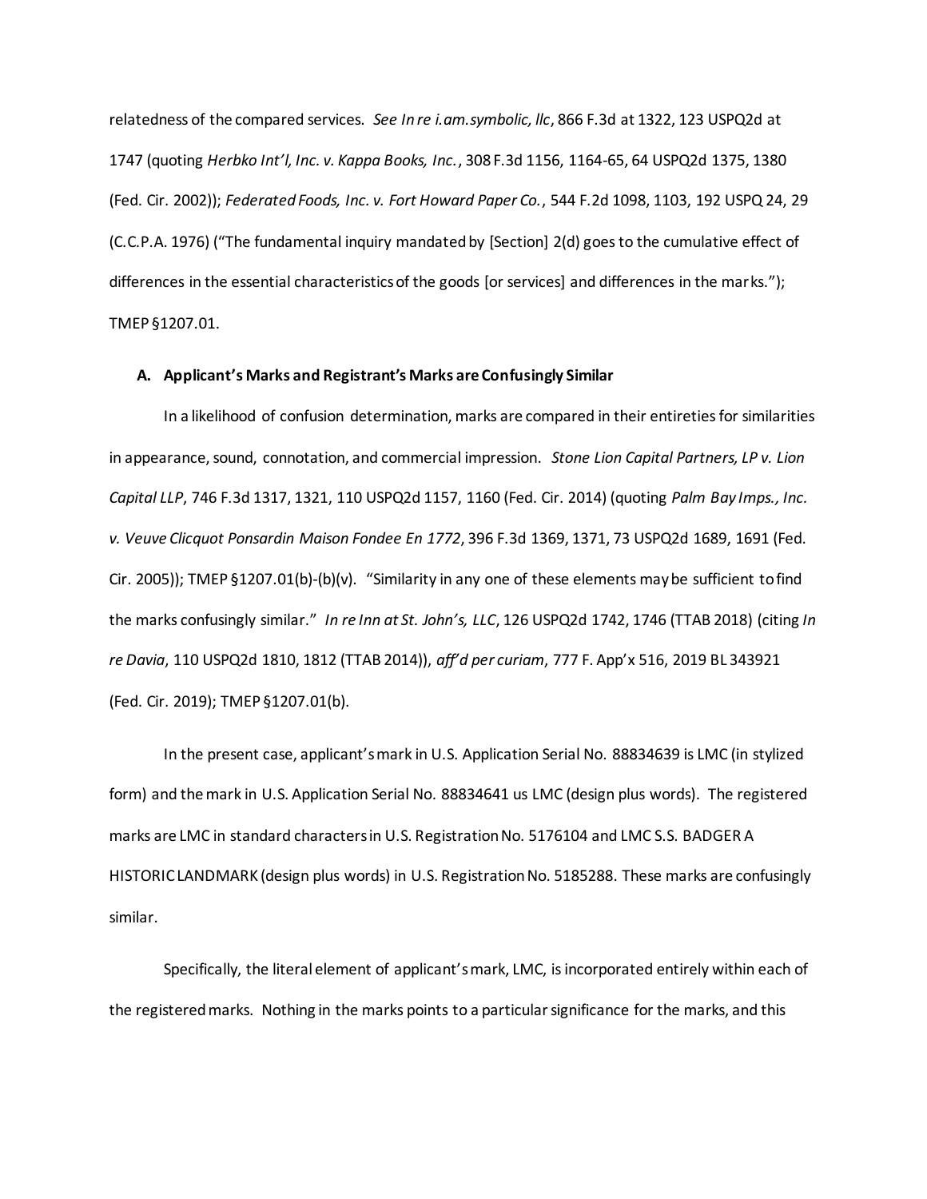relatedness of the compared services. *See In re i.am.symbolic, llc*, 866 F.3d at 1322, 123 USPQ2d at 1747 (quoting *Herbko Int'l, Inc. v. Kappa Books, Inc.*, 308 F.3d 1156, 1164-65, 64 USPQ2d 1375, 1380 (Fed. Cir. 2002)); *Federated Foods, Inc. v. Fort Howard Paper Co.*, 544 F.2d 1098, 1103, 192 USPQ 24, 29 (C.C.P.A. 1976) ("The fundamental inquiry mandated by [Section] 2(d) goes to the cumulative effect of differences in the essential characteristics of the goods [or services] and differences in the marks."); TMEP §1207.01.

**A. Applicant's Marks and Registrant's Marks are Confusingly Similar**

In a likelihood of confusion determination, marks are compared in their entireties for similarities in appearance, sound, connotation, and commercial impression. *Stone Lion Capital Partners, LP v. Lion Capital LLP*, 746 F.3d 1317, 1321, 110 USPQ2d 1157, 1160 (Fed. Cir. 2014) (quoting *Palm Bay Imps., Inc. v. Veuve Clicquot Ponsardin Maison Fondee En 1772*, 396 F.3d 1369, 1371, 73 USPQ2d 1689, 1691 (Fed. Cir. 2005)); TMEP §1207.01(b)-(b)(v). "Similarity in any one of these elements may be sufficient to find the marks confusingly similar." *In re Inn at St. John's, LLC*, 126 USPQ2d 1742, 1746 (TTAB 2018) (citing *In re Davia*, 110 USPQ2d 1810, 1812 (TTAB 2014)), *aff'd per curiam*, 777 F. App'x 516, 2019 BL 343921 (Fed. Cir. 2019); TMEP §1207.01(b).

In the present case, applicant's mark in U.S. Application Serial No. 88834639 is LMC (in stylized form) and the mark in U.S. Application Serial No. 88834641 us LMC (design plus words). The registered marks are LMC in standard characters in U.S. Registration No. 5176104 and LMC S.S. BADGER A HISTORIC LANDMARK (design plus words) in U.S. Registration No. 5185288. These marks are confusingly similar.

Specifically, the literal element of applicant's mark, LMC, is incorporated entirely within each of the registered marks. Nothing in the marks points to a particular significance for the marks, and this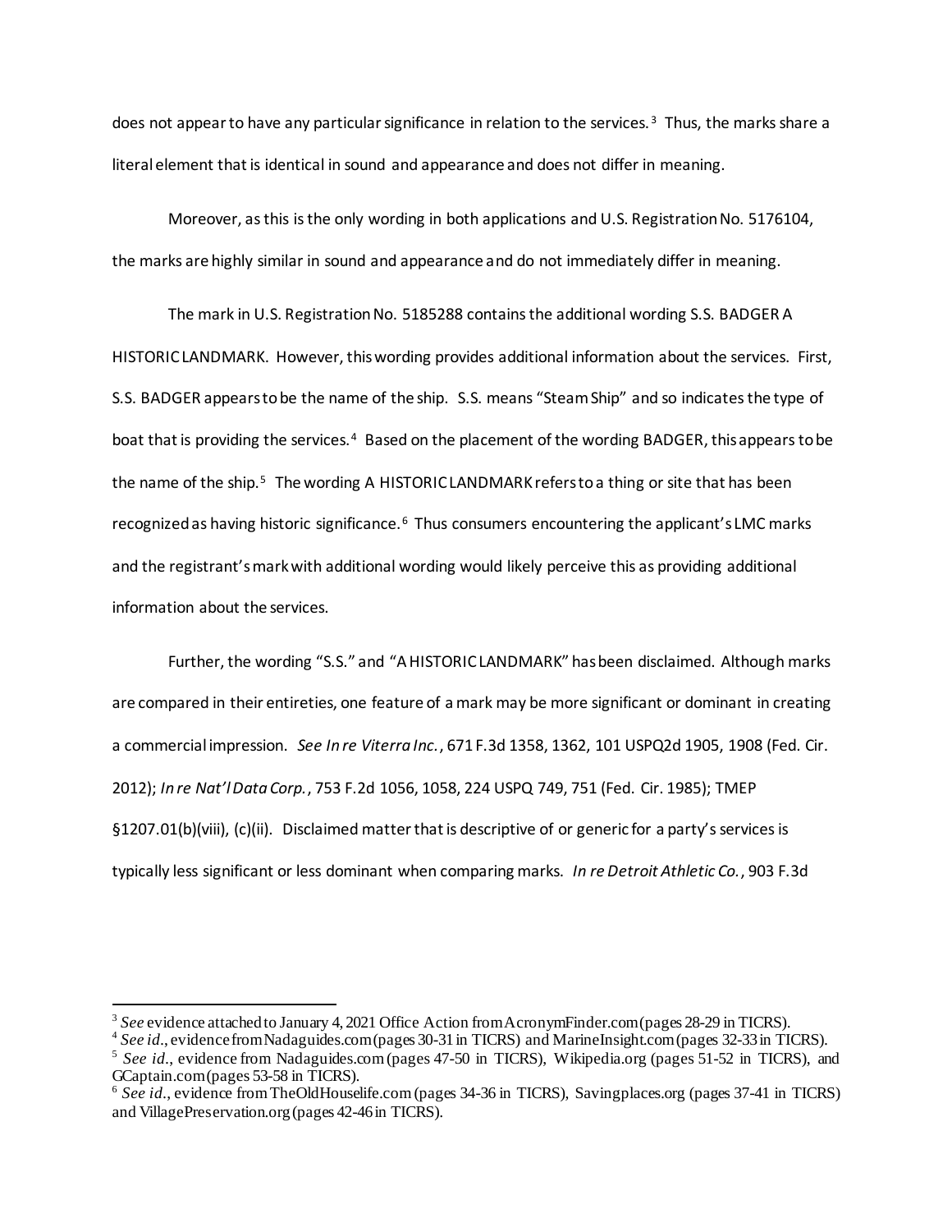does not appear to have any particular significance in relation to the services.[3] Thus, the marks share a literal element that is identical in sound and appearance and does not differ in meaning.

Moreover, as this is the only wording in both applications and U.S. Registration No. 5176104, the marks are highly similar in sound and appearance and do not immediately differ in meaning.

The mark in U.S. Registration No. 5185288 contains the additional wording S.S. BADGER A HISTORIC LANDMARK. However, this wording provides additional information about the services. First, S.S. BADGER appears to be the name of the ship. S.S. means "Steam Ship" and so indicates the type of boat that is providing the services.[4] Based on the placement of the wording BADGER, this appears to be the name of the ship.[5] The wording A HISTORIC LANDMARK refers to a thing or site that has been recognized as having historic significance.[6] Thus consumers encountering the applicant's LMC marks and the registrant's mark with additional wording would likely perceive this as providing additional information about the services.

Further, the wording "S.S." and "A HISTORIC LANDMARK" has been disclaimed. Although marks are compared in their entireties, one feature of a mark may be more significant or dominant in creating a commercial impression. *See In re Viterra Inc.*, 671 F.3d 1358, 1362, 101 USPQ2d 1905, 1908 (Fed. Cir. 2012); *In re Nat'l Data Corp.*, 753 F.2d 1056, 1058, 224 USPQ 749, 751 (Fed. Cir. 1985); TMEP §1207.01(b)(viii), (c)(ii). Disclaimed matter that is descriptive of or generic for a party's services is typically less significant or less dominant when comparing marks. *In re Detroit Athletic Co.*, 903 F.3d

---

[3] *See* evidence attached to January 4, 2021 Office Action from AcronymFinder.com (pages 28-29 in TICRS).

[4] *See id.*, evidence from Nadaguides.com (pages 30-31 in TICRS) and MarineInsight.com (pages 32-33 in TICRS).

[5] *See id.*, evidence from Nadaguides.com (pages 47-50 in TICRS), Wikipedia.org (pages 51-52 in TICRS), and GCaptain.com (pages 53-58 in TICRS).

[6] *See id.*, evidence from TheOldHouselife.com (pages 34-36 in TICRS), Savingplaces.org (pages 37-41 in TICRS) and VillagePreservation.org (pages 42-46 in TICRS).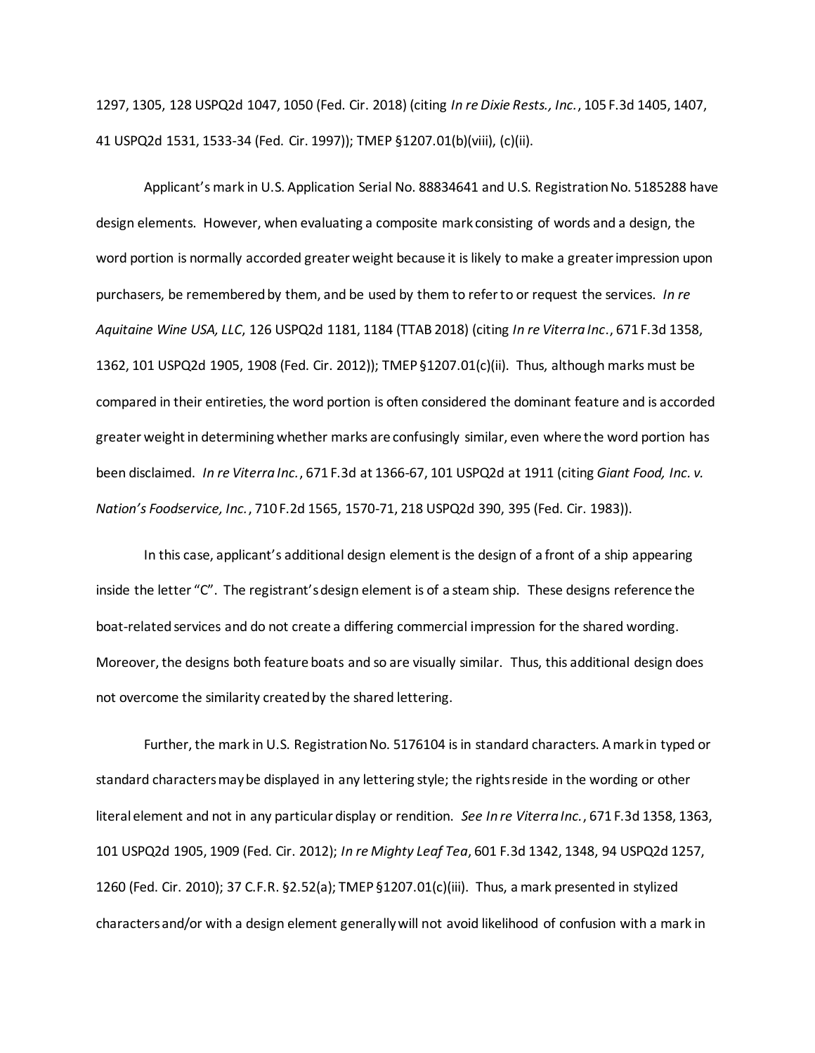1297, 1305, 128 USPQ2d 1047, 1050 (Fed. Cir. 2018) (citing *In re Dixie Rests., Inc.*, 105 F.3d 1405, 1407, 41 USPQ2d 1531, 1533-34 (Fed. Cir. 1997)); TMEP §1207.01(b)(viii), (c)(ii).

Applicant's mark in U.S. Application Serial No. 88834641 and U.S. Registration No. 5185288 have design elements. However, when evaluating a composite mark consisting of words and a design, the word portion is normally accorded greater weight because it is likely to make a greater impression upon purchasers, be remembered by them, and be used by them to refer to or request the services. *In re Aquitaine Wine USA, LLC*, 126 USPQ2d 1181, 1184 (TTAB 2018) (citing *In re Viterra Inc.*, 671 F.3d 1358, 1362, 101 USPQ2d 1905, 1908 (Fed. Cir. 2012)); TMEP §1207.01(c)(ii). Thus, although marks must be compared in their entireties, the word portion is often considered the dominant feature and is accorded greater weight in determining whether marks are confusingly similar, even where the word portion has been disclaimed. *In re Viterra Inc.*, 671 F.3d at 1366-67, 101 USPQ2d at 1911 (citing *Giant Food, Inc. v. Nation's Foodservice, Inc.*, 710 F.2d 1565, 1570-71, 218 USPQ2d 390, 395 (Fed. Cir. 1983)).

In this case, applicant's additional design element is the design of a front of a ship appearing inside the letter "C". The registrant's design element is of a steam ship. These designs reference the boat-related services and do not create a differing commercial impression for the shared wording. Moreover, the designs both feature boats and so are visually similar. Thus, this additional design does not overcome the similarity created by the shared lettering.

Further, the mark in U.S. Registration No. 5176104 is in standard characters. A mark in typed or standard characters may be displayed in any lettering style; the rights reside in the wording or other literal element and not in any particular display or rendition. *See In re Viterra Inc.*, 671 F.3d 1358, 1363, 101 USPQ2d 1905, 1909 (Fed. Cir. 2012); *In re Mighty Leaf Tea*, 601 F.3d 1342, 1348, 94 USPQ2d 1257, 1260 (Fed. Cir. 2010); 37 C.F.R. §2.52(a); TMEP §1207.01(c)(iii). Thus, a mark presented in stylized characters and/or with a design element generally will not avoid likelihood of confusion with a mark in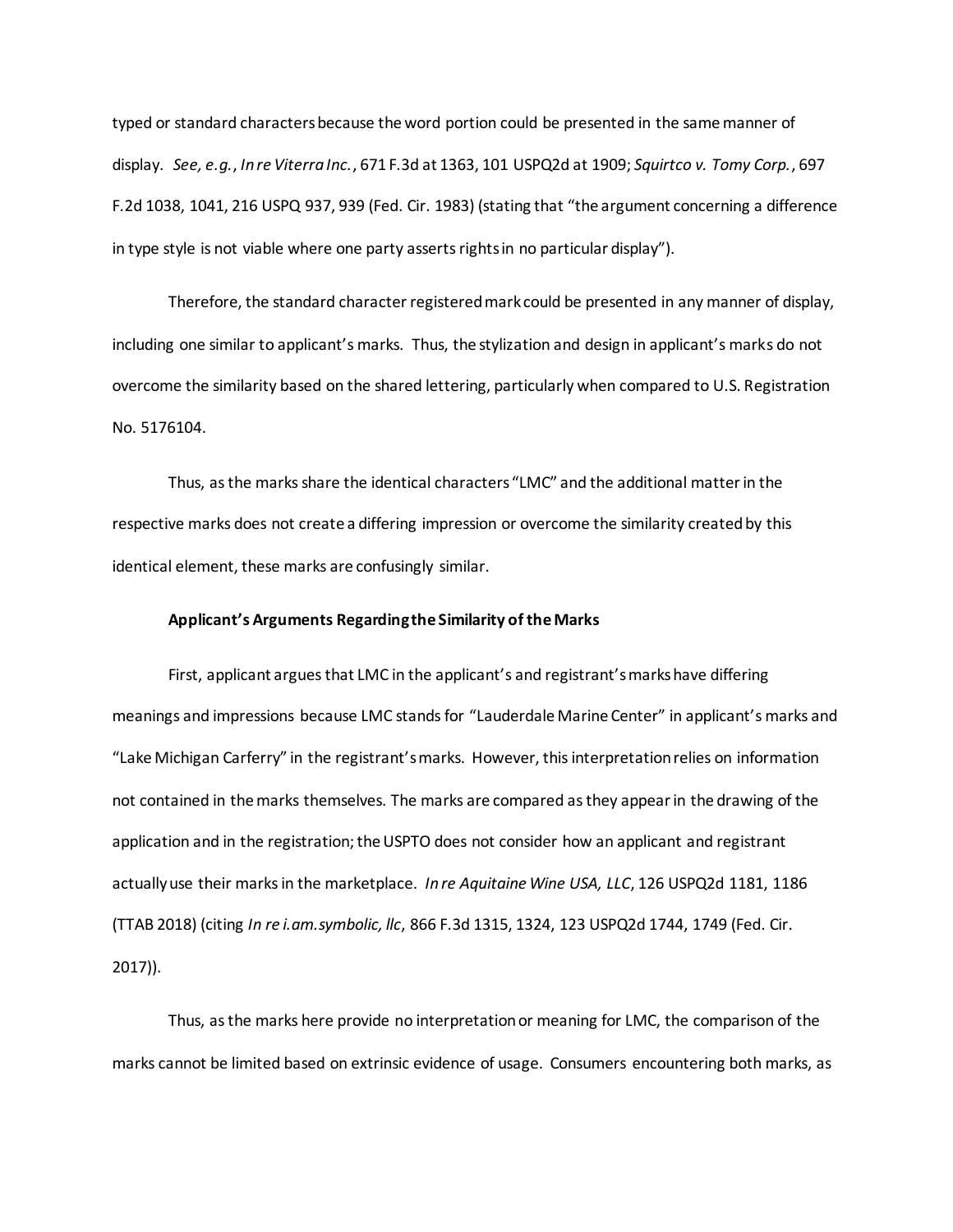typed or standard characters because the word portion could be presented in the same manner of display. *See, e.g.*, *In re Viterra Inc.*, 671 F.3d at 1363, 101 USPQ2d at 1909; *Squirtco v. Tomy Corp.*, 697 F.2d 1038, 1041, 216 USPQ 937, 939 (Fed. Cir. 1983) (stating that "the argument concerning a difference in type style is not viable where one party asserts rights in no particular display").

Therefore, the standard character registered mark could be presented in any manner of display, including one similar to applicant's marks. Thus, the stylization and design in applicant's marks do not overcome the similarity based on the shared lettering, particularly when compared to U.S. Registration No. 5176104.

Thus, as the marks share the identical characters "LMC" and the additional matter in the respective marks does not create a differing impression or overcome the similarity created by this identical element, these marks are confusingly similar.

**Applicant's Arguments Regarding the Similarity of the Marks**

First, applicant argues that LMC in the applicant's and registrant's marks have differing meanings and impressions because LMC stands for "Lauderdale Marine Center" in applicant's marks and "Lake Michigan Carferry" in the registrant's marks. However, this interpretation relies on information not contained in the marks themselves. The marks are compared as they appear in the drawing of the application and in the registration; the USPTO does not consider how an applicant and registrant actually use their marks in the marketplace. *In re Aquitaine Wine USA, LLC*, 126 USPQ2d 1181, 1186 (TTAB 2018) (citing *In re i.am.symbolic, llc*, 866 F.3d 1315, 1324, 123 USPQ2d 1744, 1749 (Fed. Cir. 2017)).

Thus, as the marks here provide no interpretation or meaning for LMC, the comparison of the marks cannot be limited based on extrinsic evidence of usage. Consumers encountering both marks, as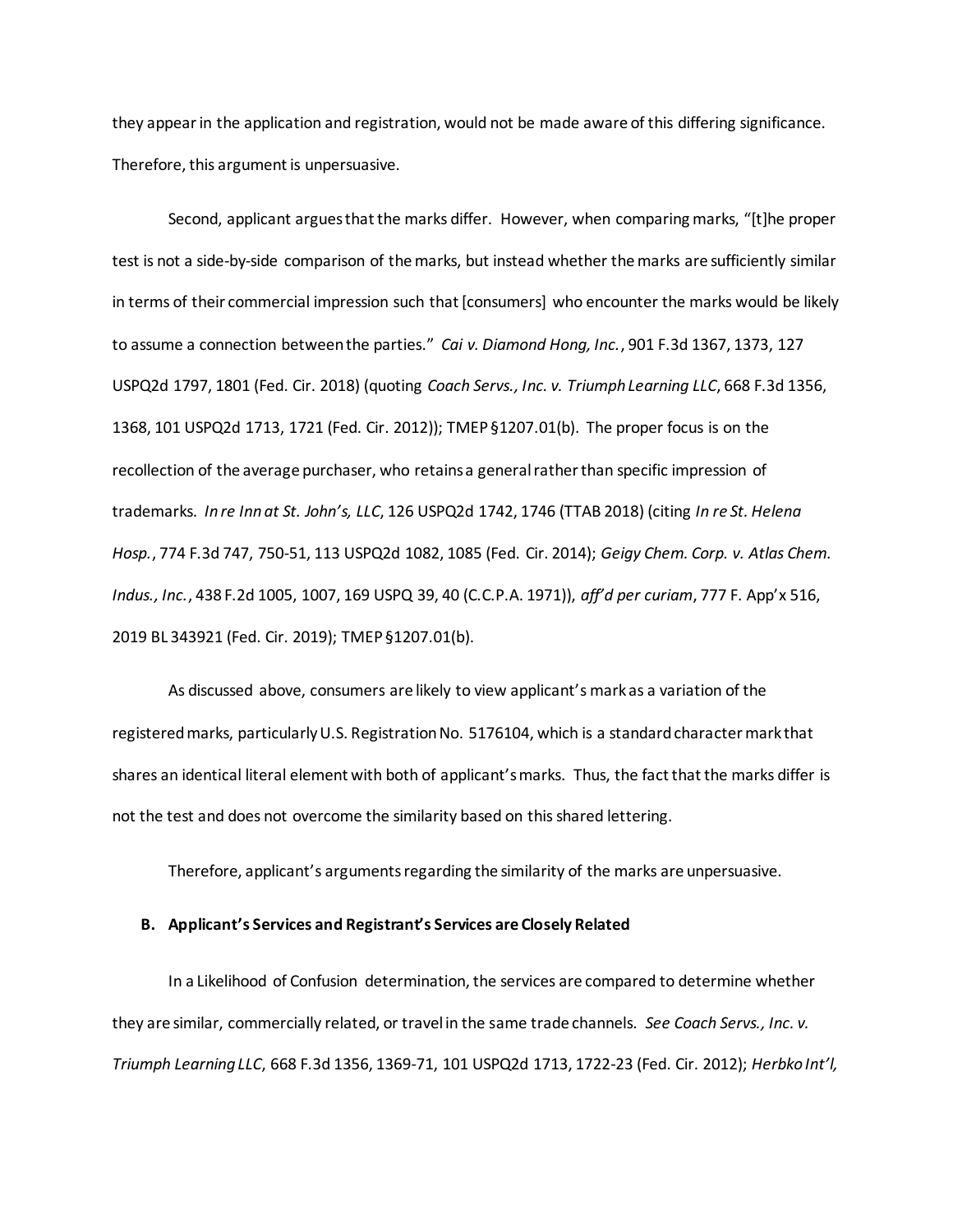they appear in the application and registration, would not be made aware of this differing significance. Therefore, this argument is unpersuasive.

Second, applicant argues that the marks differ. However, when comparing marks, "[t]he proper test is not a side-by-side comparison of the marks, but instead whether the marks are sufficiently similar in terms of their commercial impression such that [consumers] who encounter the marks would be likely to assume a connection between the parties." *Cai v. Diamond Hong, Inc.*, 901 F.3d 1367, 1373, 127 USPQ2d 1797, 1801 (Fed. Cir. 2018) (quoting *Coach Servs., Inc. v. Triumph Learning LLC*, 668 F.3d 1356, 1368, 101 USPQ2d 1713, 1721 (Fed. Cir. 2012)); TMEP §1207.01(b). The proper focus is on the recollection of the average purchaser, who retains a general rather than specific impression of trademarks. *In re Inn at St. John's, LLC*, 126 USPQ2d 1742, 1746 (TTAB 2018) (citing *In re St. Helena Hosp.*, 774 F.3d 747, 750-51, 113 USPQ2d 1082, 1085 (Fed. Cir. 2014); *Geigy Chem. Corp. v. Atlas Chem. Indus., Inc.*, 438 F.2d 1005, 1007, 169 USPQ 39, 40 (C.C.P.A. 1971)), *aff'd per curiam*, 777 F. App'x 516, 2019 BL 343921 (Fed. Cir. 2019); TMEP §1207.01(b).

As discussed above, consumers are likely to view applicant's mark as a variation of the registered marks, particularly U.S. Registration No. 5176104, which is a standard character mark that shares an identical literal element with both of applicant's marks. Thus, the fact that the marks differ is not the test and does not overcome the similarity based on this shared lettering.

Therefore, applicant's arguments regarding the similarity of the marks are unpersuasive.

**B. Applicant's Services and Registrant's Services are Closely Related**

In a Likelihood of Confusion determination, the services are compared to determine whether they are similar, commercially related, or travel in the same trade channels. *See Coach Servs., Inc. v. Triumph Learning LLC*, 668 F.3d 1356, 1369-71, 101 USPQ2d 1713, 1722-23 (Fed. Cir. 2012); *Herbko Int'l,*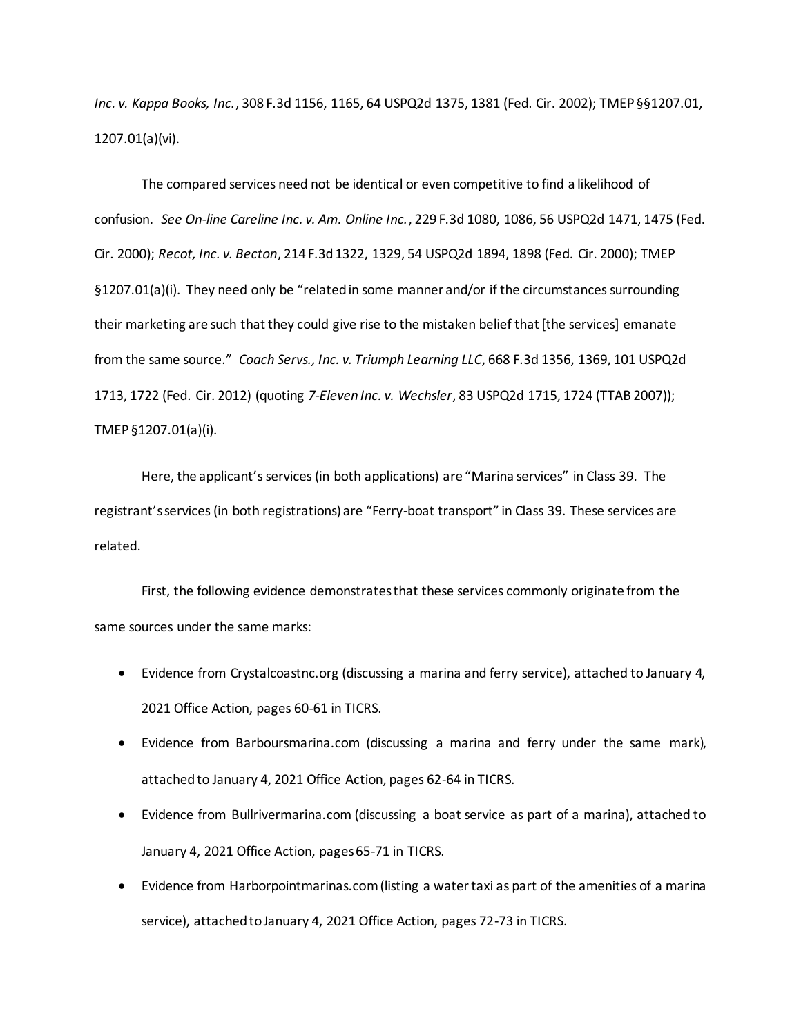*Inc. v. Kappa Books, Inc.*, 308 F.3d 1156, 1165, 64 USPQ2d 1375, 1381 (Fed. Cir. 2002); TMEP §§1207.01, 1207.01(a)(vi).

The compared services need not be identical or even competitive to find a likelihood of confusion. *See On-line Careline Inc. v. Am. Online Inc.*, 229 F.3d 1080, 1086, 56 USPQ2d 1471, 1475 (Fed. Cir. 2000); *Recot, Inc. v. Becton*, 214 F.3d 1322, 1329, 54 USPQ2d 1894, 1898 (Fed. Cir. 2000); TMEP §1207.01(a)(i). They need only be "related in some manner and/or if the circumstances surrounding their marketing are such that they could give rise to the mistaken belief that [the services] emanate from the same source." *Coach Servs., Inc. v. Triumph Learning LLC*, 668 F.3d 1356, 1369, 101 USPQ2d 1713, 1722 (Fed. Cir. 2012) (quoting *7-Eleven Inc. v. Wechsler*, 83 USPQ2d 1715, 1724 (TTAB 2007)); TMEP §1207.01(a)(i).

Here, the applicant's services (in both applications) are "Marina services" in Class 39. The registrant's services (in both registrations) are "Ferry-boat transport" in Class 39. These services are related.

First, the following evidence demonstrates that these services commonly originate from the same sources under the same marks:

- Evidence from Crystalcoastnc.org (discussing a marina and ferry service), attached to January 4, 2021 Office Action, pages 60-61 in TICRS.
- Evidence from Barboursmarina.com (discussing a marina and ferry under the same mark), attached to January 4, 2021 Office Action, pages 62-64 in TICRS.
- Evidence from Bullrivermarina.com (discussing a boat service as part of a marina), attached to January 4, 2021 Office Action, pages 65-71 in TICRS.
- Evidence from Harborpointmarinas.com (listing a water taxi as part of the amenities of a marina service), attached to January 4, 2021 Office Action, pages 72-73 in TICRS.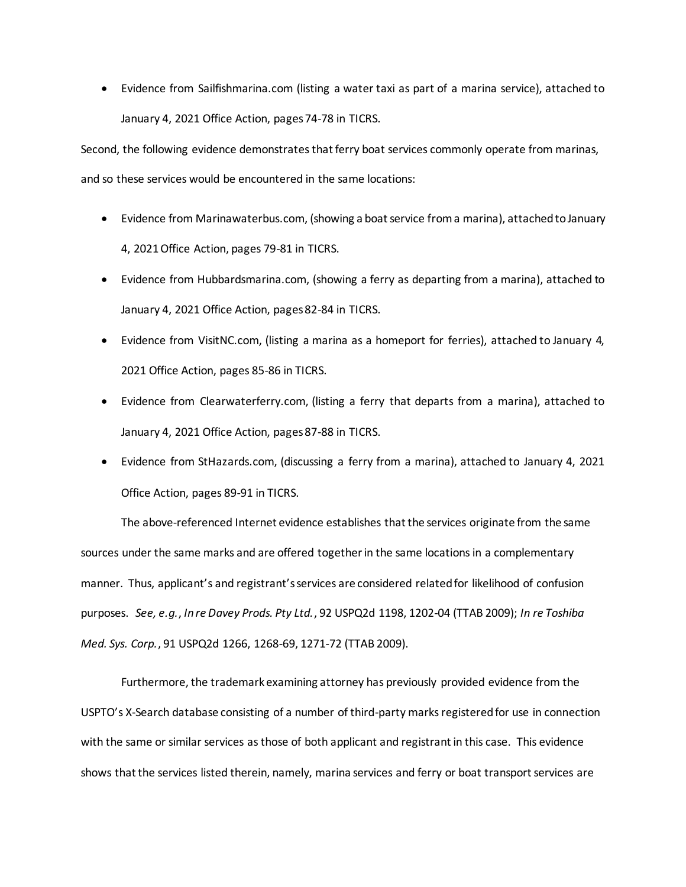- Evidence from Sailfishmarina.com (listing a water taxi as part of a marina service), attached to January 4, 2021 Office Action, pages 74-78 in TICRS.

Second, the following evidence demonstrates that ferry boat services commonly operate from marinas, and so these services would be encountered in the same locations:

- Evidence from Marinawaterbus.com, (showing a boat service from a marina), attached to January 4, 2021 Office Action, pages 79-81 in TICRS.
- Evidence from Hubbardsmarina.com, (showing a ferry as departing from a marina), attached to January 4, 2021 Office Action, pages 82-84 in TICRS.
- Evidence from VisitNC.com, (listing a marina as a homeport for ferries), attached to January 4, 2021 Office Action, pages 85-86 in TICRS.
- Evidence from Clearwaterferry.com, (listing a ferry that departs from a marina), attached to January 4, 2021 Office Action, pages 87-88 in TICRS.
- Evidence from StHazards.com, (discussing a ferry from a marina), attached to January 4, 2021 Office Action, pages 89-91 in TICRS.

The above-referenced Internet evidence establishes that the services originate from the same sources under the same marks and are offered together in the same locations in a complementary manner. Thus, applicant's and registrant's services are considered related for likelihood of confusion purposes. *See, e.g.*, *In re Davey Prods. Pty Ltd.*, 92 USPQ2d 1198, 1202-04 (TTAB 2009); *In re Toshiba Med. Sys. Corp.*, 91 USPQ2d 1266, 1268-69, 1271-72 (TTAB 2009).

Furthermore, the trademark examining attorney has previously provided evidence from the USPTO's X-Search database consisting of a number of third-party marks registered for use in connection with the same or similar services as those of both applicant and registrant in this case. This evidence shows that the services listed therein, namely, marina services and ferry or boat transport services are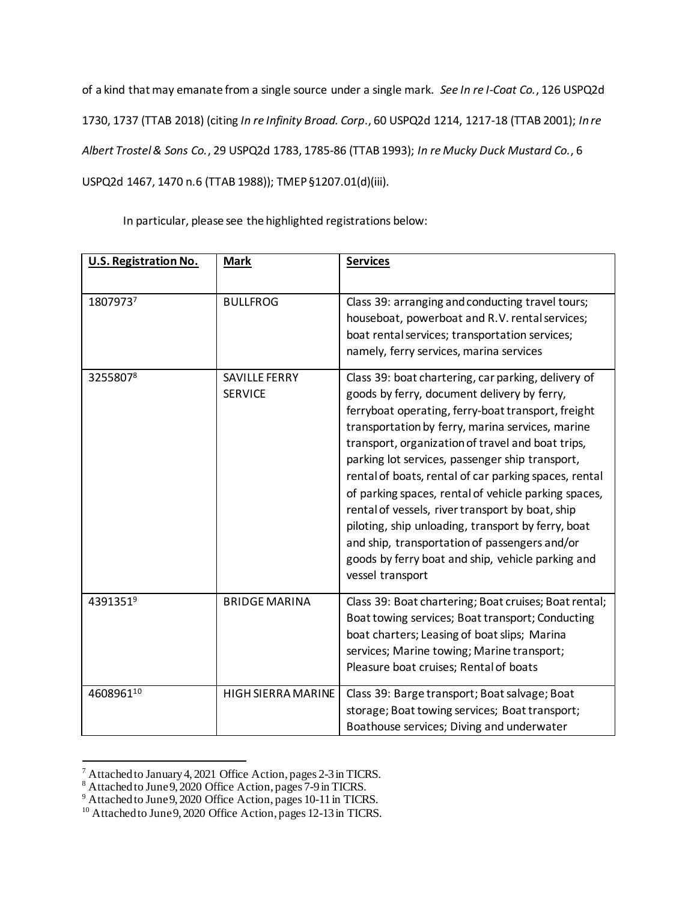of a kind that may emanate from a single source under a single mark. *See In re I-Coat Co.*, 126 USPQ2d 1730, 1737 (TTAB 2018) (citing *In re Infinity Broad. Corp.*, 60 USPQ2d 1214, 1217-18 (TTAB 2001); *In re Albert Trostel & Sons Co.*, 29 USPQ2d 1783, 1785-86 (TTAB 1993); *In re Mucky Duck Mustard Co.*, 6 USPQ2d 1467, 1470 n.6 (TTAB 1988)); TMEP §1207.01(d)(iii).

In particular, please see the highlighted registrations below:

| **U.S. Registration No.** | **Mark** | **Services** |
|---|---|---|
| 1807973[7] | BULLFROG | Class 39: arranging and conducting travel tours; houseboat, powerboat and R.V. rental services; boat rental services; transportation services; namely, ferry services, marina services |
| 3255807[8] | SAVILLE FERRY SERVICE | Class 39: boat chartering, car parking, delivery of goods by ferry, document delivery by ferry, ferryboat operating, ferry-boat transport, freight transportation by ferry, marina services, marine transport, organization of travel and boat trips, parking lot services, passenger ship transport, rental of boats, rental of car parking spaces, rental of parking spaces, rental of vehicle parking spaces, rental of vessels, river transport by boat, ship piloting, ship unloading, transport by ferry, boat and ship, transportation of passengers and/or goods by ferry boat and ship, vehicle parking and vessel transport |
| 4391351[9] | BRIDGE MARINA | Class 39: Boat chartering; Boat cruises; Boat rental; Boat towing services; Boat transport; Conducting boat charters; Leasing of boat slips; Marina services; Marine towing; Marine transport; Pleasure boat cruises; Rental of boats |
| 4608961[10] | HIGH SIERRA MARINE | Class 39: Barge transport; Boat salvage; Boat storage; Boat towing services; Boat transport; Boathouse services; Diving and underwater |

[7] Attached to January 4, 2021 Office Action, pages 2-3 in TICRS.
[8] Attached to June 9, 2020 Office Action, pages 7-9 in TICRS.
[9] Attached to June 9, 2020 Office Action, pages 10-11 in TICRS.
[10] Attached to June 9, 2020 Office Action, pages 12-13 in TICRS.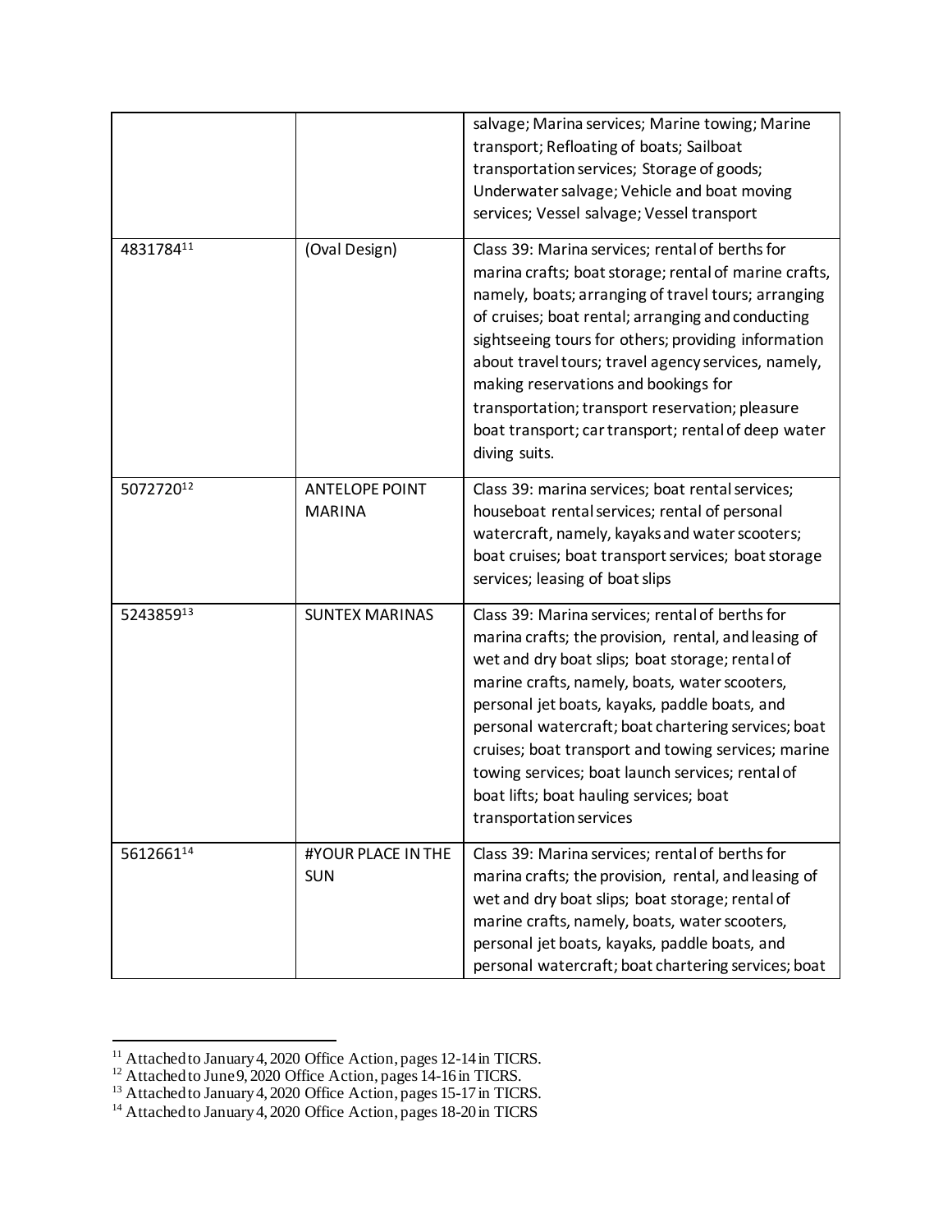| | | |
|---|---|---|
| | | salvage; Marina services; Marine towing; Marine transport; Refloating of boats; Sailboat transportation services; Storage of goods; Underwater salvage; Vehicle and boat moving services; Vessel salvage; Vessel transport |
| 4831784[11] | (Oval Design) | Class 39: Marina services; rental of berths for marina crafts; boat storage; rental of marine crafts, namely, boats; arranging of travel tours; arranging of cruises; boat rental; arranging and conducting sightseeing tours for others; providing information about travel tours; travel agency services, namely, making reservations and bookings for transportation; transport reservation; pleasure boat transport; car transport; rental of deep water diving suits. |
| 5072720[12] | ANTELOPE POINT MARINA | Class 39: marina services; boat rental services; houseboat rental services; rental of personal watercraft, namely, kayaks and water scooters; boat cruises; boat transport services; boat storage services; leasing of boat slips |
| 5243859[13] | SUNTEX MARINAS | Class 39: Marina services; rental of berths for marina crafts; the provision, rental, and leasing of wet and dry boat slips; boat storage; rental of marine crafts, namely, boats, water scooters, personal jet boats, kayaks, paddle boats, and personal watercraft; boat chartering services; boat cruises; boat transport and towing services; marine towing services; boat launch services; rental of boat lifts; boat hauling services; boat transportation services |
| 5612661[14] | #YOUR PLACE IN THE SUN | Class 39: Marina services; rental of berths for marina crafts; the provision, rental, and leasing of wet and dry boat slips; boat storage; rental of marine crafts, namely, boats, water scooters, personal jet boats, kayaks, paddle boats, and personal watercraft; boat chartering services; boat |

[11] Attached to January 4, 2020 Office Action, pages 12-14 in TICRS.

[12] Attached to June 9, 2020 Office Action, pages 14-16 in TICRS.

[13] Attached to January 4, 2020 Office Action, pages 15-17 in TICRS.

[14] Attached to January 4, 2020 Office Action, pages 18-20 in TICRS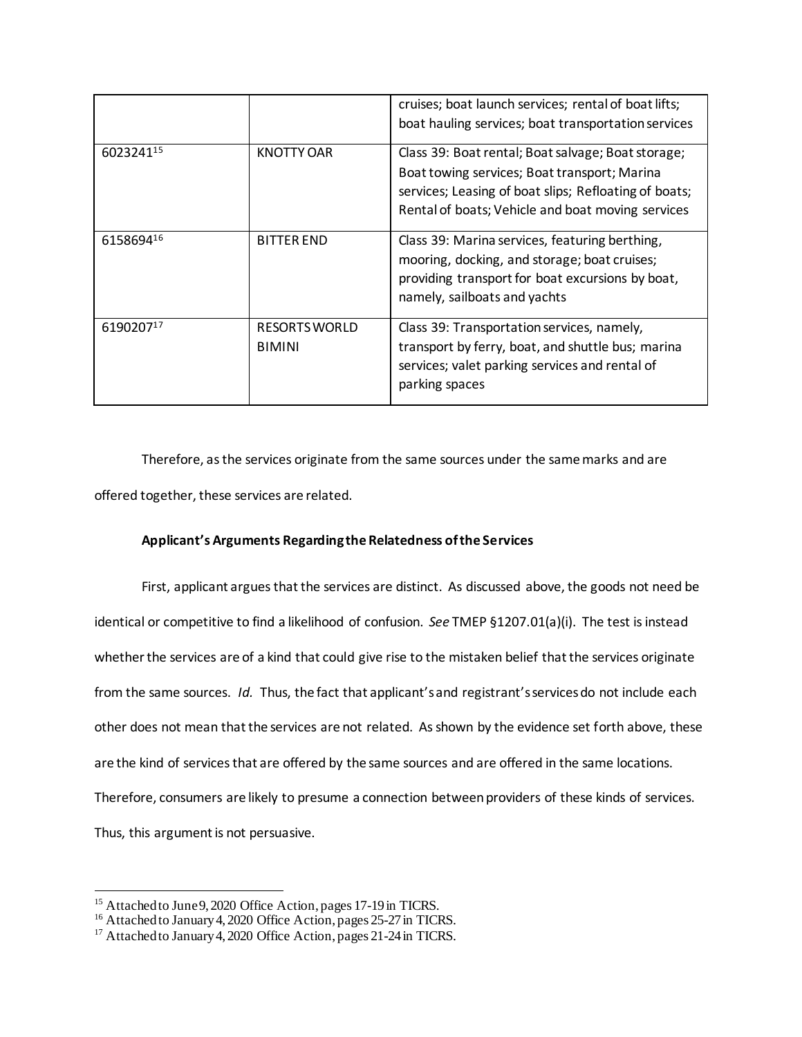| | | |
|---|---|---|
| | | cruises; boat launch services; rental of boat lifts; boat hauling services; boat transportation services |
| 6023241[15] | KNOTTY OAR | Class 39: Boat rental; Boat salvage; Boat storage; Boat towing services; Boat transport; Marina services; Leasing of boat slips; Refloating of boats; Rental of boats; Vehicle and boat moving services |
| 6158694[16] | BITTER END | Class 39: Marina services, featuring berthing, mooring, docking, and storage; boat cruises; providing transport for boat excursions by boat, namely, sailboats and yachts |
| 6190207[17] | RESORTS WORLD BIMINI | Class 39: Transportation services, namely, transport by ferry, boat, and shuttle bus; marina services; valet parking services and rental of parking spaces |

Therefore, as the services originate from the same sources under the same marks and are offered together, these services are related.

**Applicant's Arguments Regarding the Relatedness of the Services**

First, applicant argues that the services are distinct. As discussed above, the goods not need be identical or competitive to find a likelihood of confusion. *See* TMEP §1207.01(a)(i). The test is instead whether the services are of a kind that could give rise to the mistaken belief that the services originate from the same sources. *Id.* Thus, the fact that applicant's and registrant's services do not include each other does not mean that the services are not related. As shown by the evidence set forth above, these are the kind of services that are offered by the same sources and are offered in the same locations. Therefore, consumers are likely to presume a connection between providers of these kinds of services. Thus, this argument is not persuasive.

[15] Attached to June 9, 2020 Office Action, pages 17-19 in TICRS.
[16] Attached to January 4, 2020 Office Action, pages 25-27 in TICRS.
[17] Attached to January 4, 2020 Office Action, pages 21-24 in TICRS.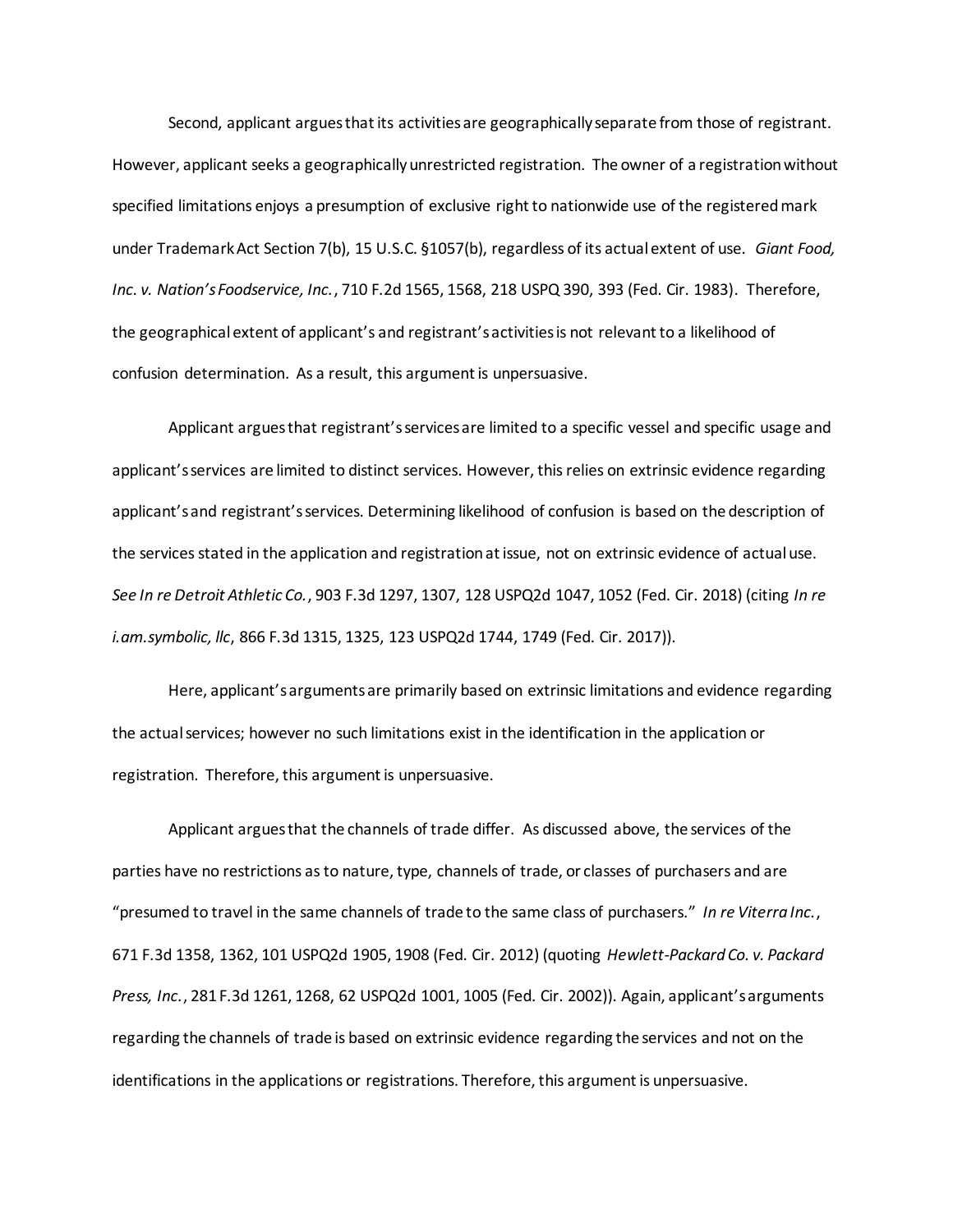Second, applicant argues that its activities are geographically separate from those of registrant. However, applicant seeks a geographically unrestricted registration. The owner of a registration without specified limitations enjoys a presumption of exclusive right to nationwide use of the registered mark under Trademark Act Section 7(b), 15 U.S.C. §1057(b), regardless of its actual extent of use. *Giant Food, Inc. v. Nation's Foodservice, Inc.*, 710 F.2d 1565, 1568, 218 USPQ 390, 393 (Fed. Cir. 1983). Therefore, the geographical extent of applicant's and registrant's activities is not relevant to a likelihood of confusion determination. As a result, this argument is unpersuasive.

Applicant argues that registrant's services are limited to a specific vessel and specific usage and applicant's services are limited to distinct services. However, this relies on extrinsic evidence regarding applicant's and registrant's services. Determining likelihood of confusion is based on the description of the services stated in the application and registration at issue, not on extrinsic evidence of actual use. *See In re Detroit Athletic Co.*, 903 F.3d 1297, 1307, 128 USPQ2d 1047, 1052 (Fed. Cir. 2018) (citing *In re i.am.symbolic, llc*, 866 F.3d 1315, 1325, 123 USPQ2d 1744, 1749 (Fed. Cir. 2017)).

Here, applicant's arguments are primarily based on extrinsic limitations and evidence regarding the actual services; however no such limitations exist in the identification in the application or registration. Therefore, this argument is unpersuasive.

Applicant argues that the channels of trade differ. As discussed above, the services of the parties have no restrictions as to nature, type, channels of trade, or classes of purchasers and are "presumed to travel in the same channels of trade to the same class of purchasers." *In re Viterra Inc.*, 671 F.3d 1358, 1362, 101 USPQ2d 1905, 1908 (Fed. Cir. 2012) (quoting *Hewlett-Packard Co. v. Packard Press, Inc.*, 281 F.3d 1261, 1268, 62 USPQ2d 1001, 1005 (Fed. Cir. 2002)). Again, applicant's arguments regarding the channels of trade is based on extrinsic evidence regarding the services and not on the identifications in the applications or registrations. Therefore, this argument is unpersuasive.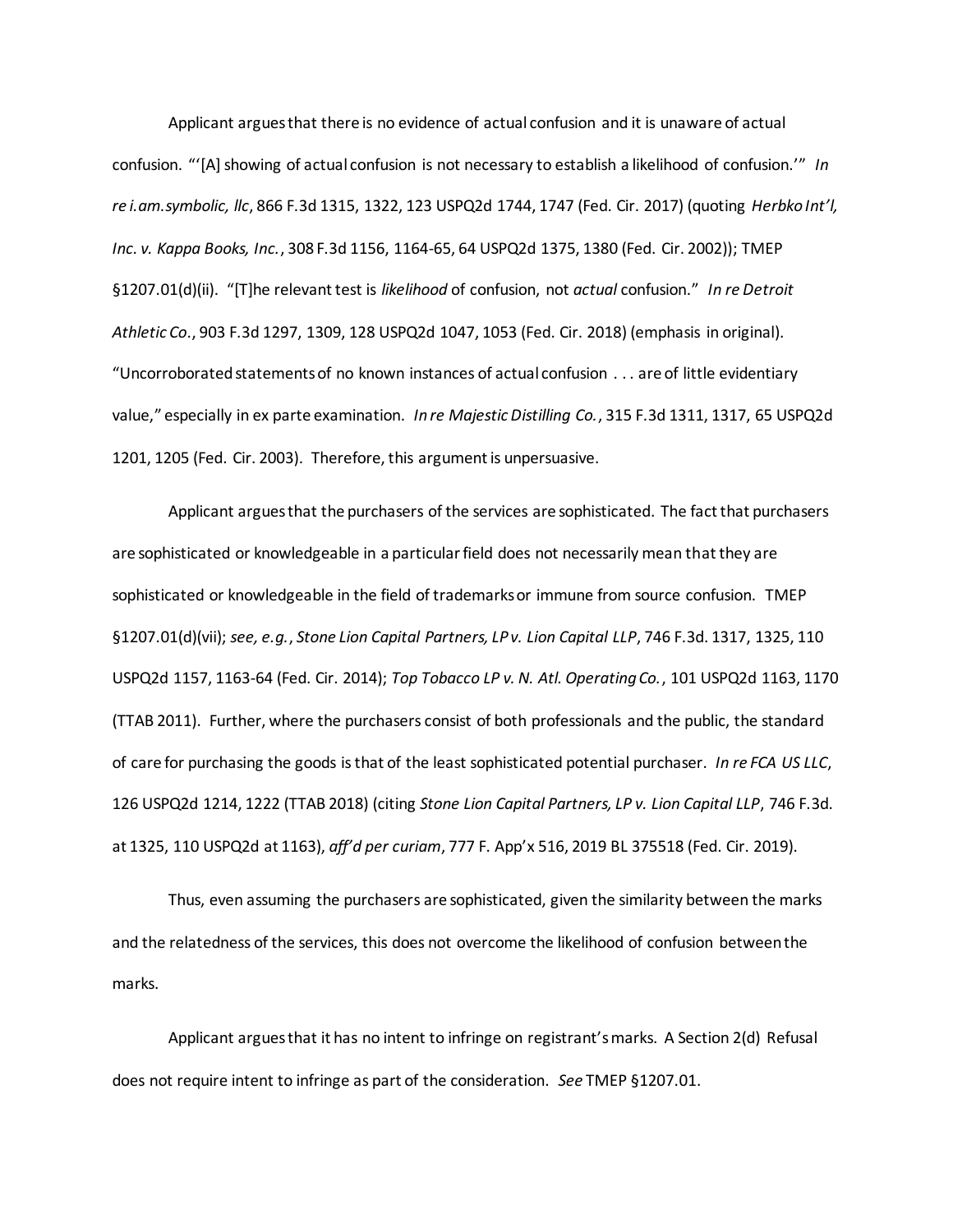Applicant argues that there is no evidence of actual confusion and it is unaware of actual confusion. "'[A] showing of actual confusion is not necessary to establish a likelihood of confusion.'" *In re i.am.symbolic, llc*, 866 F.3d 1315, 1322, 123 USPQ2d 1744, 1747 (Fed. Cir. 2017) (quoting *Herbko Int'l, Inc. v. Kappa Books, Inc.*, 308 F.3d 1156, 1164-65, 64 USPQ2d 1375, 1380 (Fed. Cir. 2002)); TMEP §1207.01(d)(ii). "[T]he relevant test is *likelihood* of confusion, not *actual* confusion." *In re Detroit Athletic Co.*, 903 F.3d 1297, 1309, 128 USPQ2d 1047, 1053 (Fed. Cir. 2018) (emphasis in original). "Uncorroborated statements of no known instances of actual confusion . . . are of little evidentiary value," especially in ex parte examination. *In re Majestic Distilling Co.*, 315 F.3d 1311, 1317, 65 USPQ2d 1201, 1205 (Fed. Cir. 2003). Therefore, this argument is unpersuasive.

Applicant argues that the purchasers of the services are sophisticated. The fact that purchasers are sophisticated or knowledgeable in a particular field does not necessarily mean that they are sophisticated or knowledgeable in the field of trademarks or immune from source confusion. TMEP §1207.01(d)(vii); *see, e.g.*, *Stone Lion Capital Partners, LP v. Lion Capital LLP*, 746 F.3d. 1317, 1325, 110 USPQ2d 1157, 1163-64 (Fed. Cir. 2014); *Top Tobacco LP v. N. Atl. Operating Co.*, 101 USPQ2d 1163, 1170 (TTAB 2011). Further, where the purchasers consist of both professionals and the public, the standard of care for purchasing the goods is that of the least sophisticated potential purchaser. *In re FCA US LLC*, 126 USPQ2d 1214, 1222 (TTAB 2018) (citing *Stone Lion Capital Partners, LP v. Lion Capital LLP*, 746 F.3d. at 1325, 110 USPQ2d at 1163), *aff'd per curiam*, 777 F. App'x 516, 2019 BL 375518 (Fed. Cir. 2019).

Thus, even assuming the purchasers are sophisticated, given the similarity between the marks and the relatedness of the services, this does not overcome the likelihood of confusion between the marks.

Applicant argues that it has no intent to infringe on registrant's marks. A Section 2(d) Refusal does not require intent to infringe as part of the consideration. *See* TMEP §1207.01.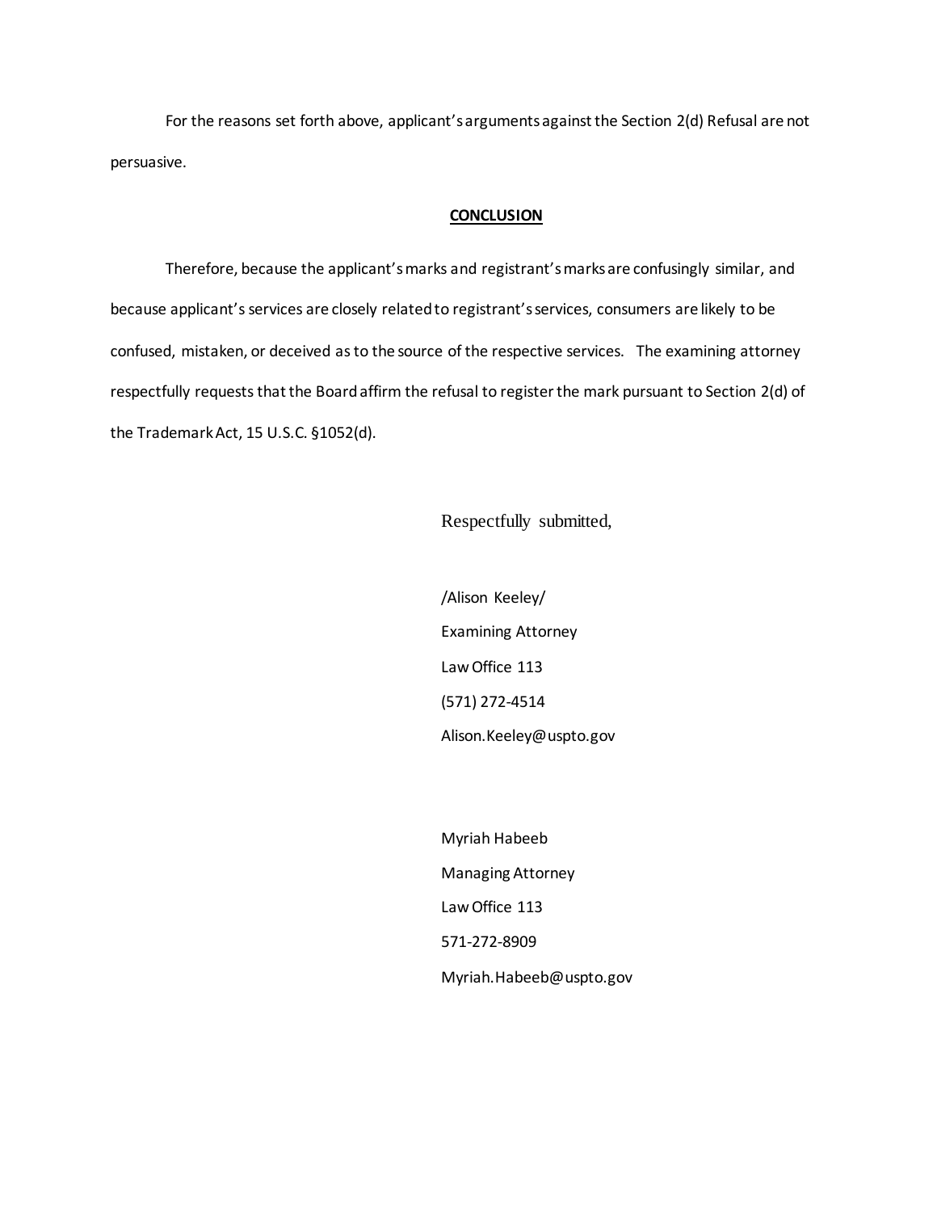For the reasons set forth above, applicant's arguments against the Section 2(d) Refusal are not persuasive.

**CONCLUSION**

Therefore, because the applicant's marks and registrant's marks are confusingly similar, and because applicant's services are closely related to registrant's services, consumers are likely to be confused, mistaken, or deceived as to the source of the respective services. The examining attorney respectfully requests that the Board affirm the refusal to register the mark pursuant to Section 2(d) of the Trademark Act, 15 U.S.C. §1052(d).

Respectfully submitted,

/Alison Keeley/
Examining Attorney
Law Office 113
(571) 272-4514
Alison.Keeley@uspto.gov

Myriah Habeeb
Managing Attorney
Law Office 113
571-272-8909
Myriah.Habeeb@uspto.gov